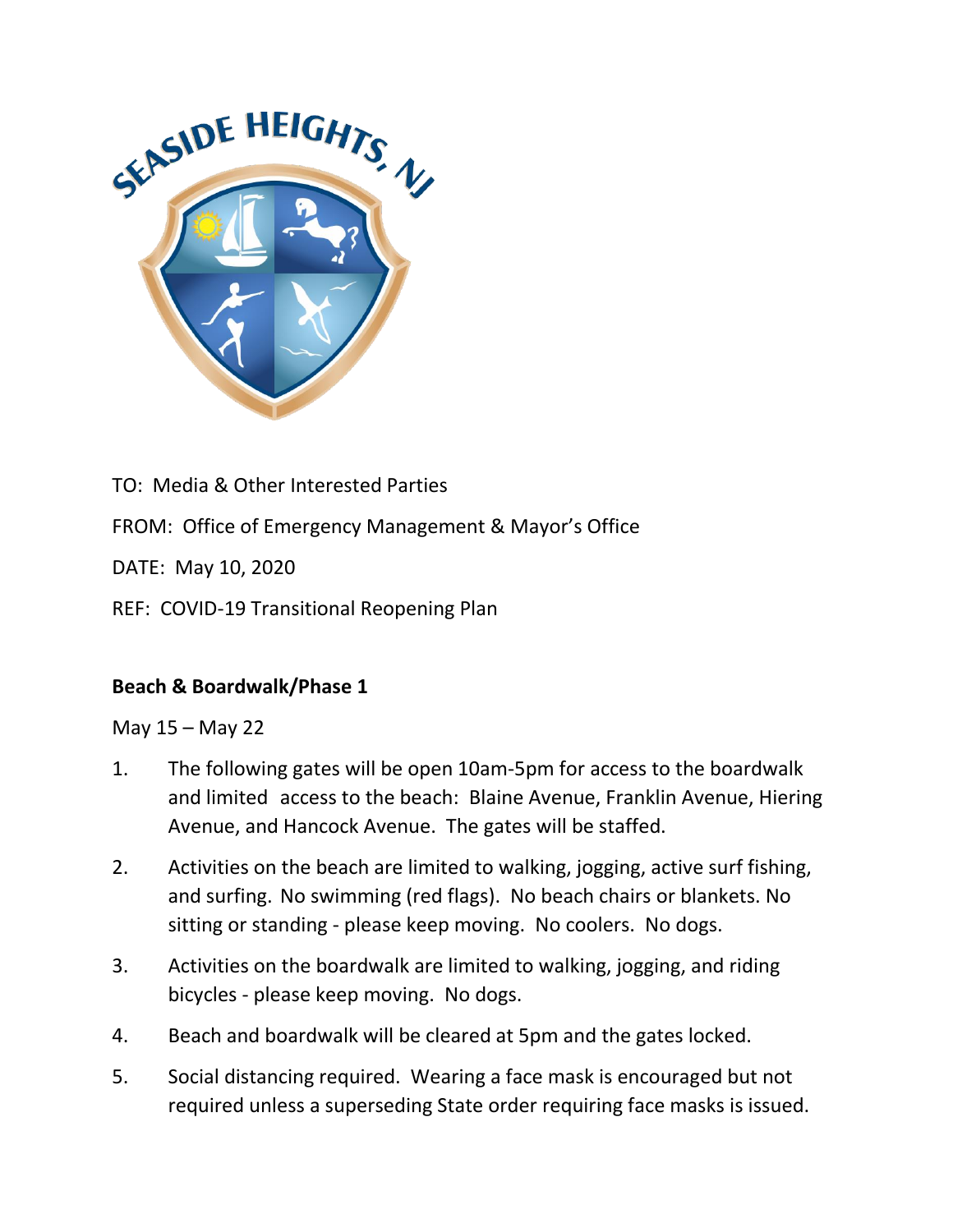TO: Media & Other Interested Parties

FROM: Office of Emergency Management & Mayor's Office

DATE: May 10, 2020

REF: COVID-19 Transitional Reopening Plan

**Beach & Boardwalk/Phase 1**

May 15 – May 22

1. The following gates will be open 10am-5pm for access to the boardwalk and limited access to the beach: Blaine Avenue, Franklin Avenue, Hiering Avenue, and Hancock Avenue. The gates will be staffed.
2. Activities on the beach are limited to walking, jogging, active surf fishing, and surfing. No swimming (red flags). No beach chairs or blankets. No sitting or standing - please keep moving. No coolers. No dogs.
3. Activities on the boardwalk are limited to walking, jogging, and riding bicycles - please keep moving. No dogs.
4. Beach and boardwalk will be cleared at 5pm and the gates locked.
5. Social distancing required. Wearing a face mask is encouraged but not required unless a superseding State order requiring face masks is issued.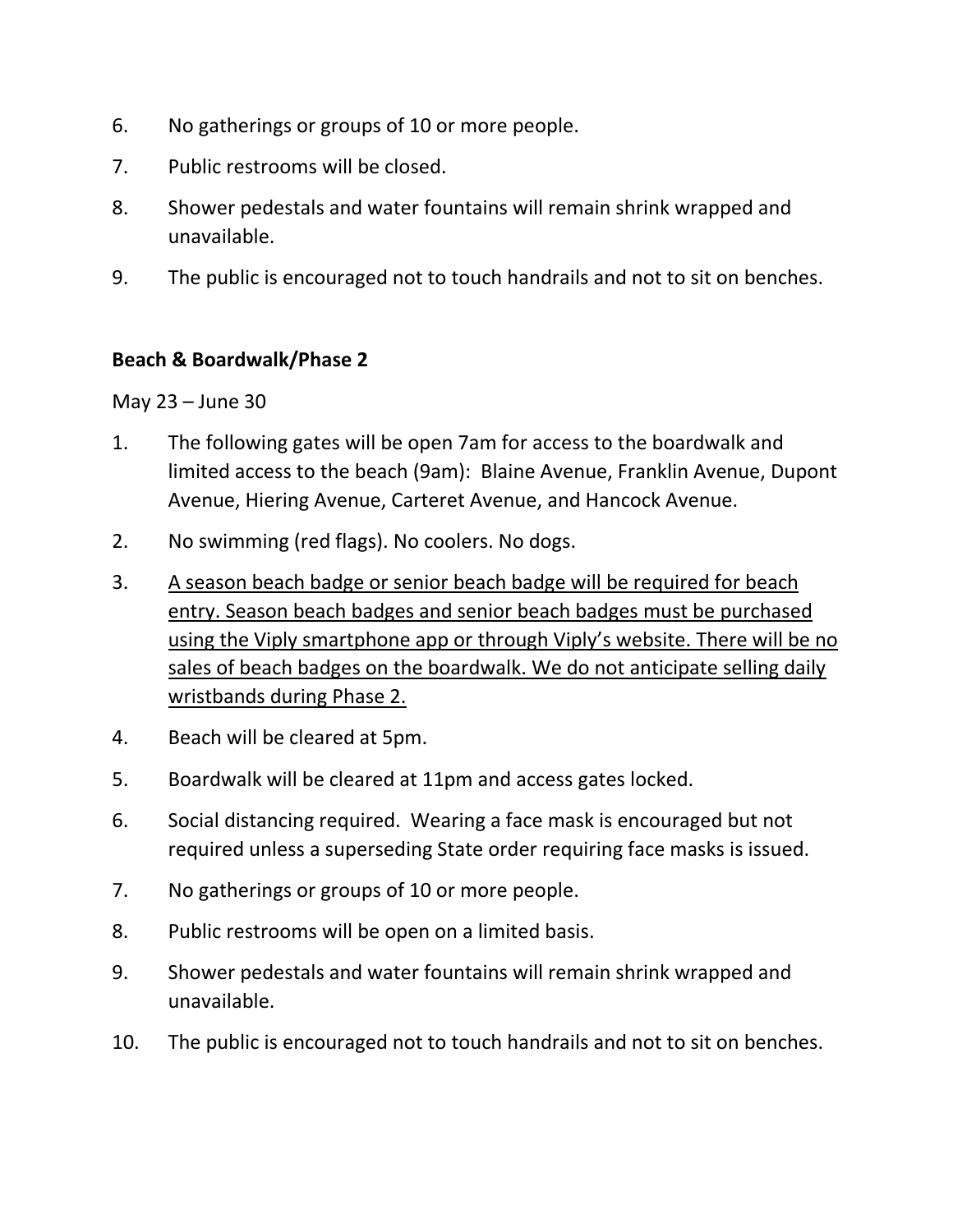6. No gatherings or groups of 10 or more people.
7. Public restrooms will be closed.
8. Shower pedestals and water fountains will remain shrink wrapped and unavailable.
9. The public is encouraged not to touch handrails and not to sit on benches.

**Beach & Boardwalk/Phase 2**

May 23 – June 30

1. The following gates will be open 7am for access to the boardwalk and limited access to the beach (9am): Blaine Avenue, Franklin Avenue, Dupont Avenue, Hiering Avenue, Carteret Avenue, and Hancock Avenue.
2. No swimming (red flags). No coolers. No dogs.
3. <u>A season beach badge or senior beach badge will be required for beach entry. Season beach badges and senior beach badges must be purchased using the Viply smartphone app or through Viply's website. There will be no sales of beach badges on the boardwalk. We do not anticipate selling daily wristbands during Phase 2.</u>
4. Beach will be cleared at 5pm.
5. Boardwalk will be cleared at 11pm and access gates locked.
6. Social distancing required. Wearing a face mask is encouraged but not required unless a superseding State order requiring face masks is issued.
7. No gatherings or groups of 10 or more people.
8. Public restrooms will be open on a limited basis.
9. Shower pedestals and water fountains will remain shrink wrapped and unavailable.
10. The public is encouraged not to touch handrails and not to sit on benches.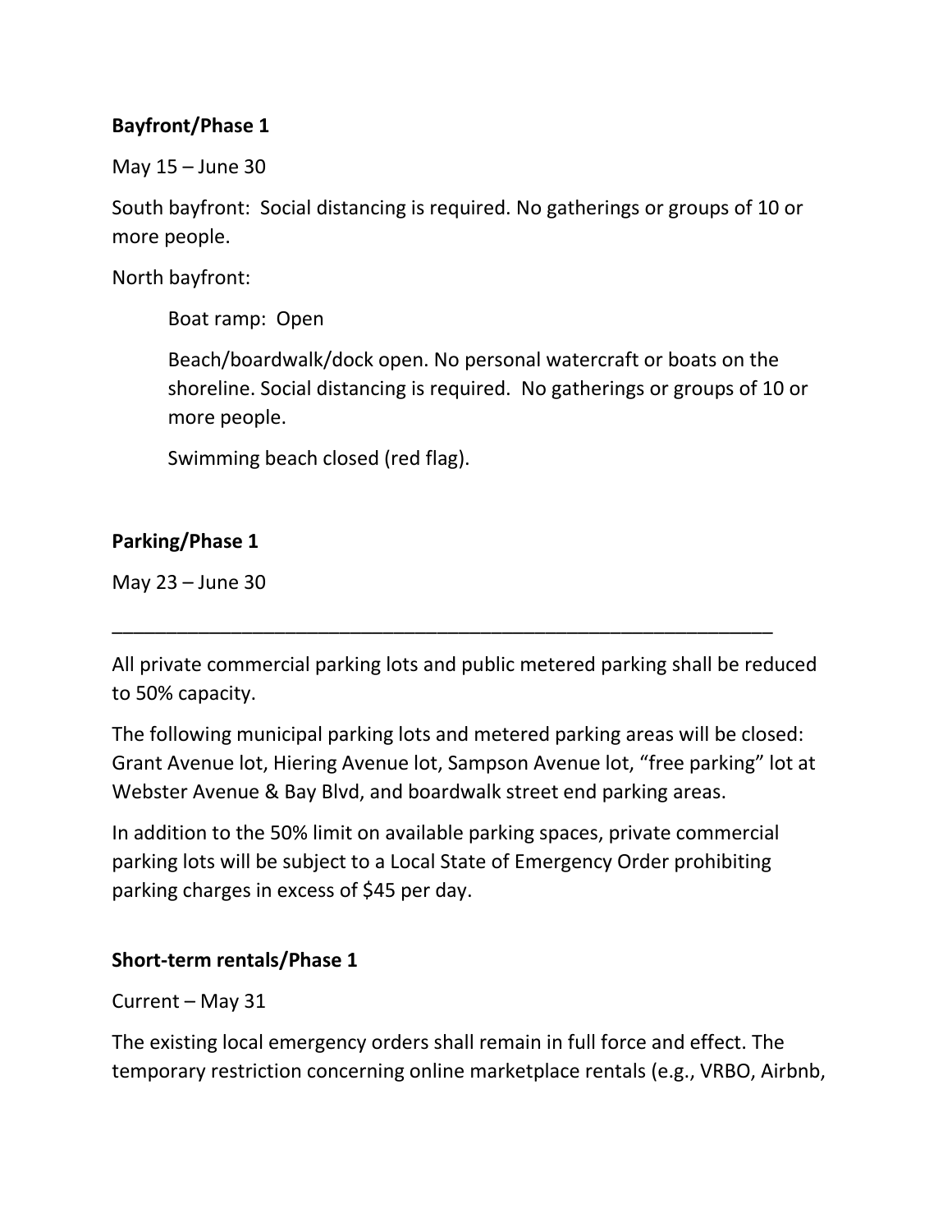**Bayfront/Phase 1**

May 15 – June 30

South bayfront: Social distancing is required. No gatherings or groups of 10 or more people.

North bayfront:

> Boat ramp: Open
>
> Beach/boardwalk/dock open. No personal watercraft or boats on the shoreline. Social distancing is required. No gatherings or groups of 10 or more people.
>
> Swimming beach closed (red flag).

**Parking/Phase 1**

May 23 – June 30

---

All private commercial parking lots and public metered parking shall be reduced to 50% capacity.

The following municipal parking lots and metered parking areas will be closed: Grant Avenue lot, Hiering Avenue lot, Sampson Avenue lot, "free parking" lot at Webster Avenue & Bay Blvd, and boardwalk street end parking areas.

In addition to the 50% limit on available parking spaces, private commercial parking lots will be subject to a Local State of Emergency Order prohibiting parking charges in excess of $45 per day.

**Short-term rentals/Phase 1**

Current – May 31

The existing local emergency orders shall remain in full force and effect. The temporary restriction concerning online marketplace rentals (e.g., VRBO, Airbnb,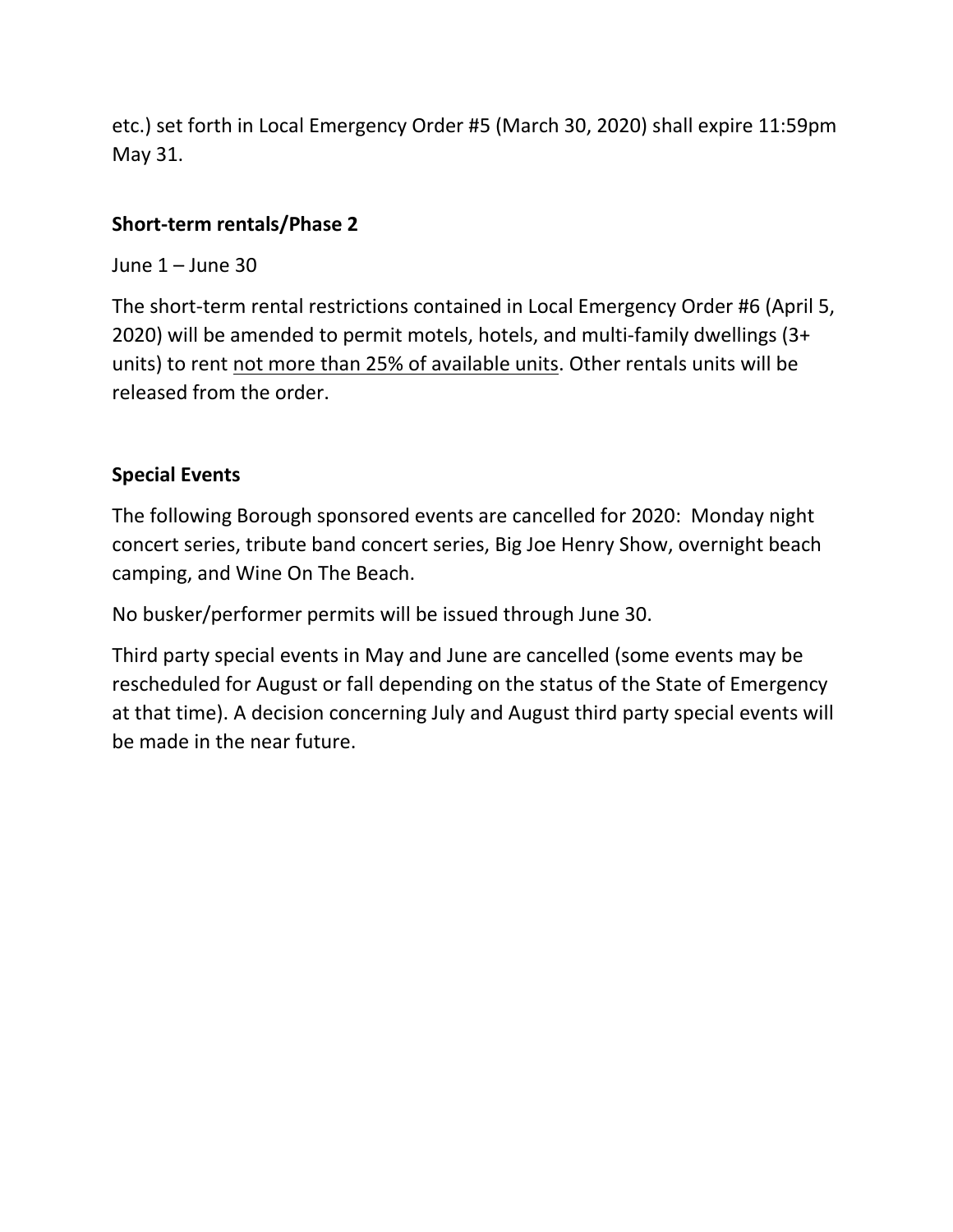etc.) set forth in Local Emergency Order #5 (March 30, 2020) shall expire 11:59pm May 31.

**Short-term rentals/Phase 2**

June 1 – June 30

The short-term rental restrictions contained in Local Emergency Order #6 (April 5, 2020) will be amended to permit motels, hotels, and multi-family dwellings (3+ units) to rent <u>not more than 25% of available units</u>. Other rentals units will be released from the order.

**Special Events**

The following Borough sponsored events are cancelled for 2020: Monday night concert series, tribute band concert series, Big Joe Henry Show, overnight beach camping, and Wine On The Beach.

No busker/performer permits will be issued through June 30.

Third party special events in May and June are cancelled (some events may be rescheduled for August or fall depending on the status of the State of Emergency at that time). A decision concerning July and August third party special events will be made in the near future.